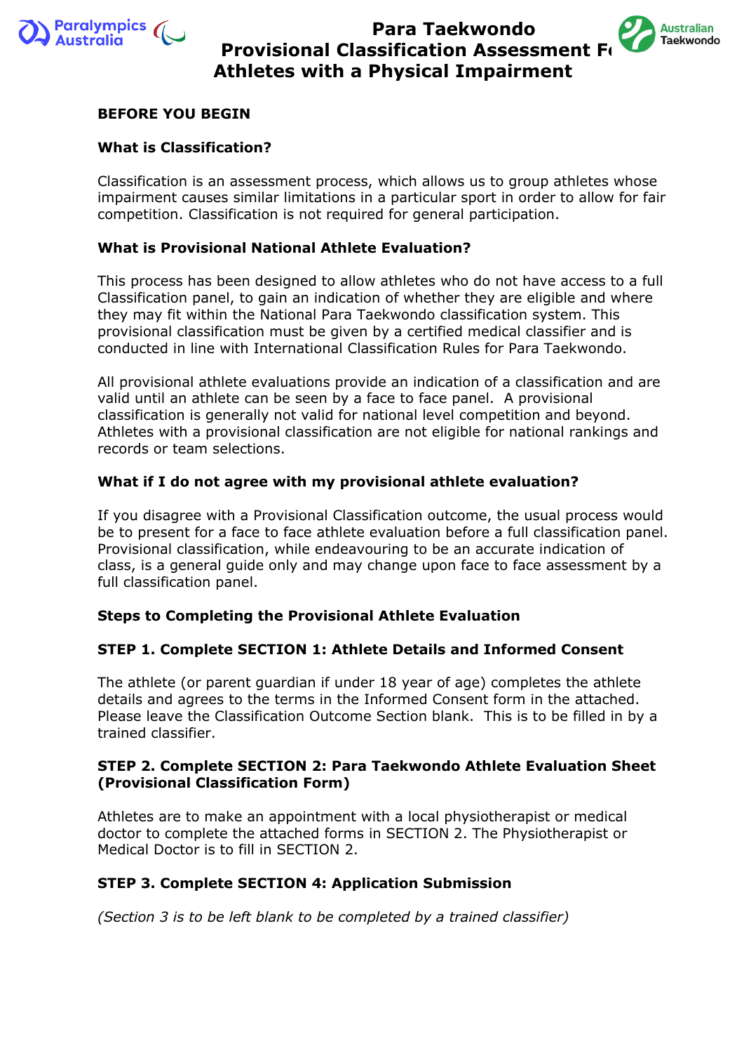# Para Taekwondo Provisional Classification Assessment Fo Athletes with a Physical Impairment

**BEFORE YOU BEGIN**

**What is Classification?**

Classification is an assessment process, which allows us to group athletes whose impairment causes similar limitations in a particular sport in order to allow for fair competition. Classification is not required for general participation.

**What is Provisional National Athlete Evaluation?**

This process has been designed to allow athletes who do not have access to a full Classification panel, to gain an indication of whether they are eligible and where they may fit within the National Para Taekwondo classification system. This provisional classification must be given by a certified medical classifier and is conducted in line with International Classification Rules for Para Taekwondo.

All provisional athlete evaluations provide an indication of a classification and are valid until an athlete can be seen by a face to face panel. A provisional classification is generally not valid for national level competition and beyond. Athletes with a provisional classification are not eligible for national rankings and records or team selections.

**What if I do not agree with my provisional athlete evaluation?**

If you disagree with a Provisional Classification outcome, the usual process would be to present for a face to face athlete evaluation before a full classification panel. Provisional classification, while endeavouring to be an accurate indication of class, is a general guide only and may change upon face to face assessment by a full classification panel.

**Steps to Completing the Provisional Athlete Evaluation**

**STEP 1. Complete SECTION 1: Athlete Details and Informed Consent**

The athlete (or parent guardian if under 18 year of age) completes the athlete details and agrees to the terms in the Informed Consent form in the attached. Please leave the Classification Outcome Section blank. This is to be filled in by a trained classifier.

**STEP 2. Complete SECTION 2: Para Taekwondo Athlete Evaluation Sheet (Provisional Classification Form)**

Athletes are to make an appointment with a local physiotherapist or medical doctor to complete the attached forms in SECTION 2. The Physiotherapist or Medical Doctor is to fill in SECTION 2.

**STEP 3. Complete SECTION 4: Application Submission**

*(Section 3 is to be left blank to be completed by a trained classifier)*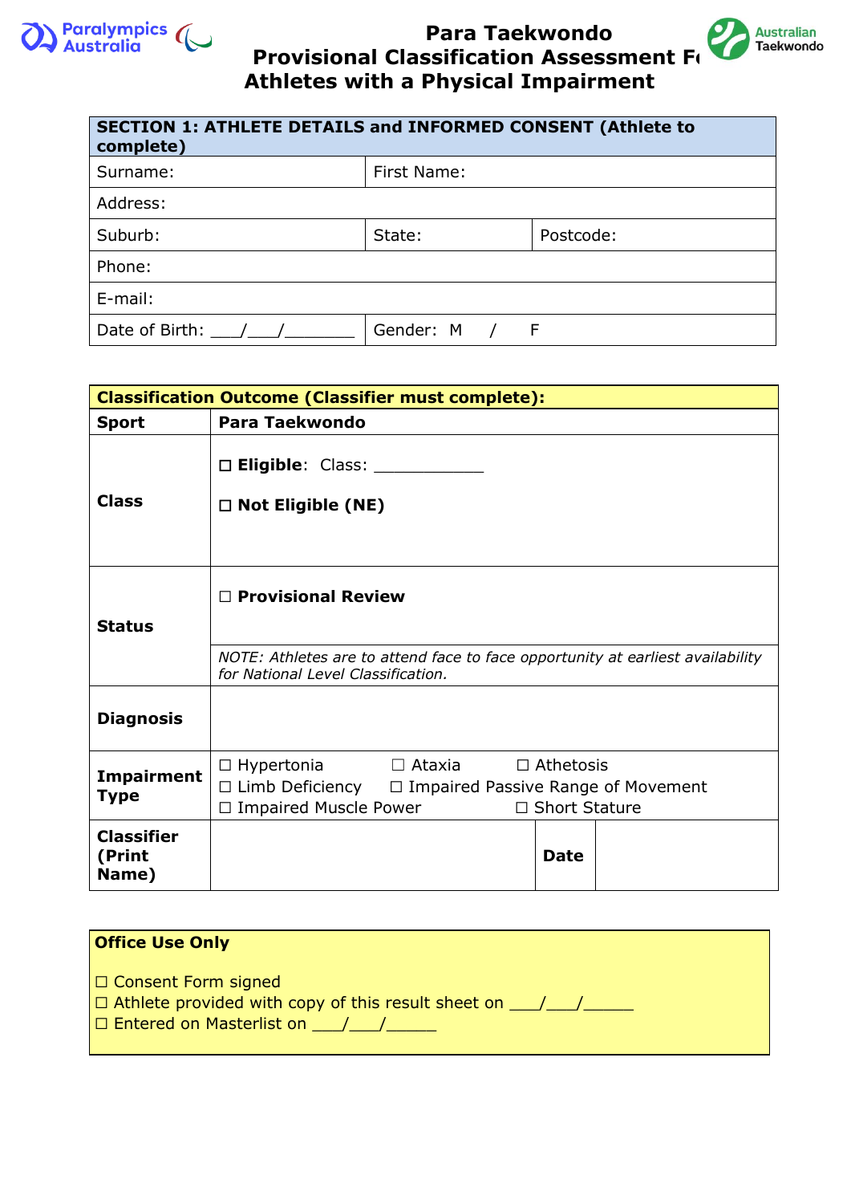# Para Taekwondo Provisional Classification Assessment Fo Athletes with a Physical Impairment

| SECTION 1: ATHLETE DETAILS and INFORMED CONSENT (Athlete to complete) | | |
|---|---|---|
| Surname: | First Name: | |
| Address: | | |
| Suburb: | State: | Postcode: |
| Phone: | | |
| E-mail: | | |
| Date of Birth: ___/___/_______ | Gender: M / F | |

| Classification Outcome (Classifier must complete): | | | |
|---|---|---|---|
| **Sport** | **Para Taekwondo** | | |
| **Class** | ☐ **Eligible**: Class: ___________<br><br>☐ **Not Eligible (NE)** | | |
| **Status** | ☐ **Provisional Review**<br><br>*NOTE: Athletes are to attend face to face opportunity at earliest availability for National Level Classification.* | | |
| **Diagnosis** | | | |
| **Impairment Type** | ☐ Hypertonia ☐ Ataxia ☐ Athetosis<br>☐ Limb Deficiency ☐ Impaired Passive Range of Movement<br>☐ Impaired Muscle Power ☐ Short Stature | | |
| **Classifier (Print Name)** | | **Date** | |

**Office Use Only**

☐ Consent Form signed
☐ Athlete provided with copy of this result sheet on ___/___/_____
☐ Entered on Masterlist on ___/___/_____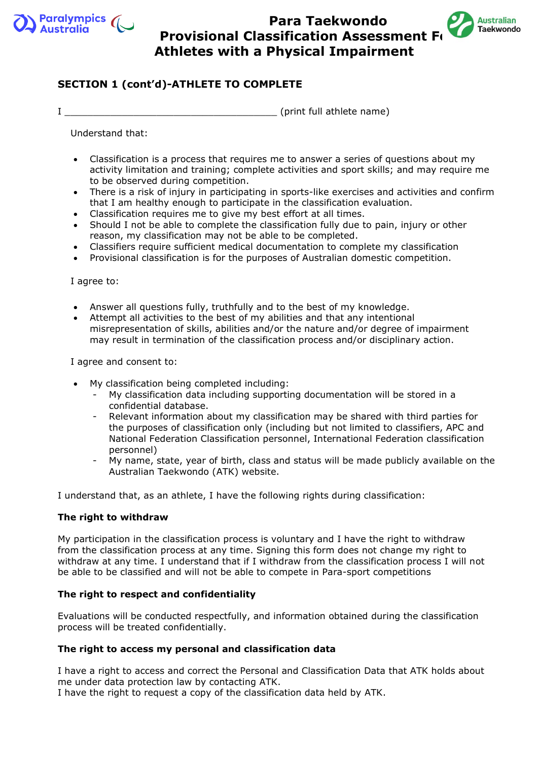# Para Taekwondo Provisional Classification Assessment Fo Athletes with a Physical Impairment

## SECTION 1 (cont'd)-ATHLETE TO COMPLETE

I ______________________________________ (print full athlete name)

Understand that:

- Classification is a process that requires me to answer a series of questions about my activity limitation and training; complete activities and sport skills; and may require me to be observed during competition.
- There is a risk of injury in participating in sports-like exercises and activities and confirm that I am healthy enough to participate in the classification evaluation.
- Classification requires me to give my best effort at all times.
- Should I not be able to complete the classification fully due to pain, injury or other reason, my classification may not be able to be completed.
- Classifiers require sufficient medical documentation to complete my classification
- Provisional classification is for the purposes of Australian domestic competition.

I agree to:

- Answer all questions fully, truthfully and to the best of my knowledge.
- Attempt all activities to the best of my abilities and that any intentional misrepresentation of skills, abilities and/or the nature and/or degree of impairment may result in termination of the classification process and/or disciplinary action.

I agree and consent to:

- My classification being completed including:
  - My classification data including supporting documentation will be stored in a confidential database.
  - Relevant information about my classification may be shared with third parties for the purposes of classification only (including but not limited to classifiers, APC and National Federation Classification personnel, International Federation classification personnel)
  - My name, state, year of birth, class and status will be made publicly available on the Australian Taekwondo (ATK) website.

I understand that, as an athlete, I have the following rights during classification:

**The right to withdraw**

My participation in the classification process is voluntary and I have the right to withdraw from the classification process at any time. Signing this form does not change my right to withdraw at any time. I understand that if I withdraw from the classification process I will not be able to be classified and will not be able to compete in Para-sport competitions

**The right to respect and confidentiality**

Evaluations will be conducted respectfully, and information obtained during the classification process will be treated confidentially.

**The right to access my personal and classification data**

I have a right to access and correct the Personal and Classification Data that ATK holds about me under data protection law by contacting ATK.
I have the right to request a copy of the classification data held by ATK.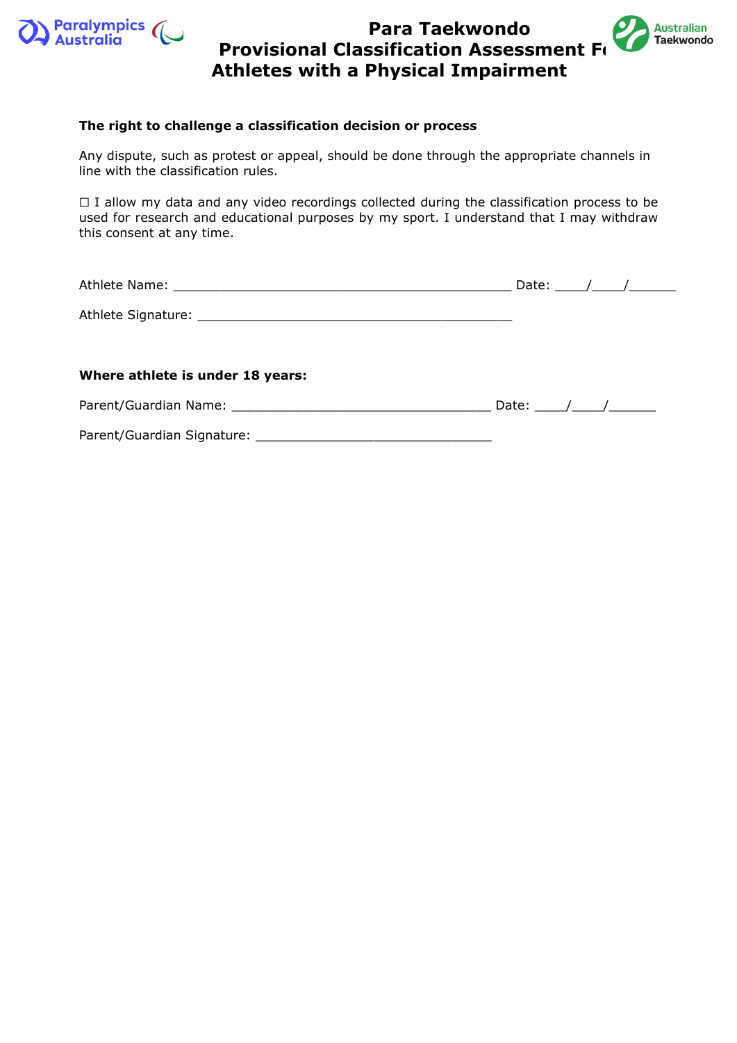# Para Taekwondo Provisional Classification Assessment Form Athletes with a Physical Impairment

**The right to challenge a classification decision or process**

Any dispute, such as protest or appeal, should be done through the appropriate channels in line with the classification rules.

☐ I allow my data and any video recordings collected during the classification process to be used for research and educational purposes by my sport. I understand that I may withdraw this consent at any time.

Athlete Name: _____________________________________________ Date: ____/____/______

Athlete Signature: __________________________________________

**Where athlete is under 18 years:**

Parent/Guardian Name: __________________________________ Date: ____/____/______

Parent/Guardian Signature: _______________________________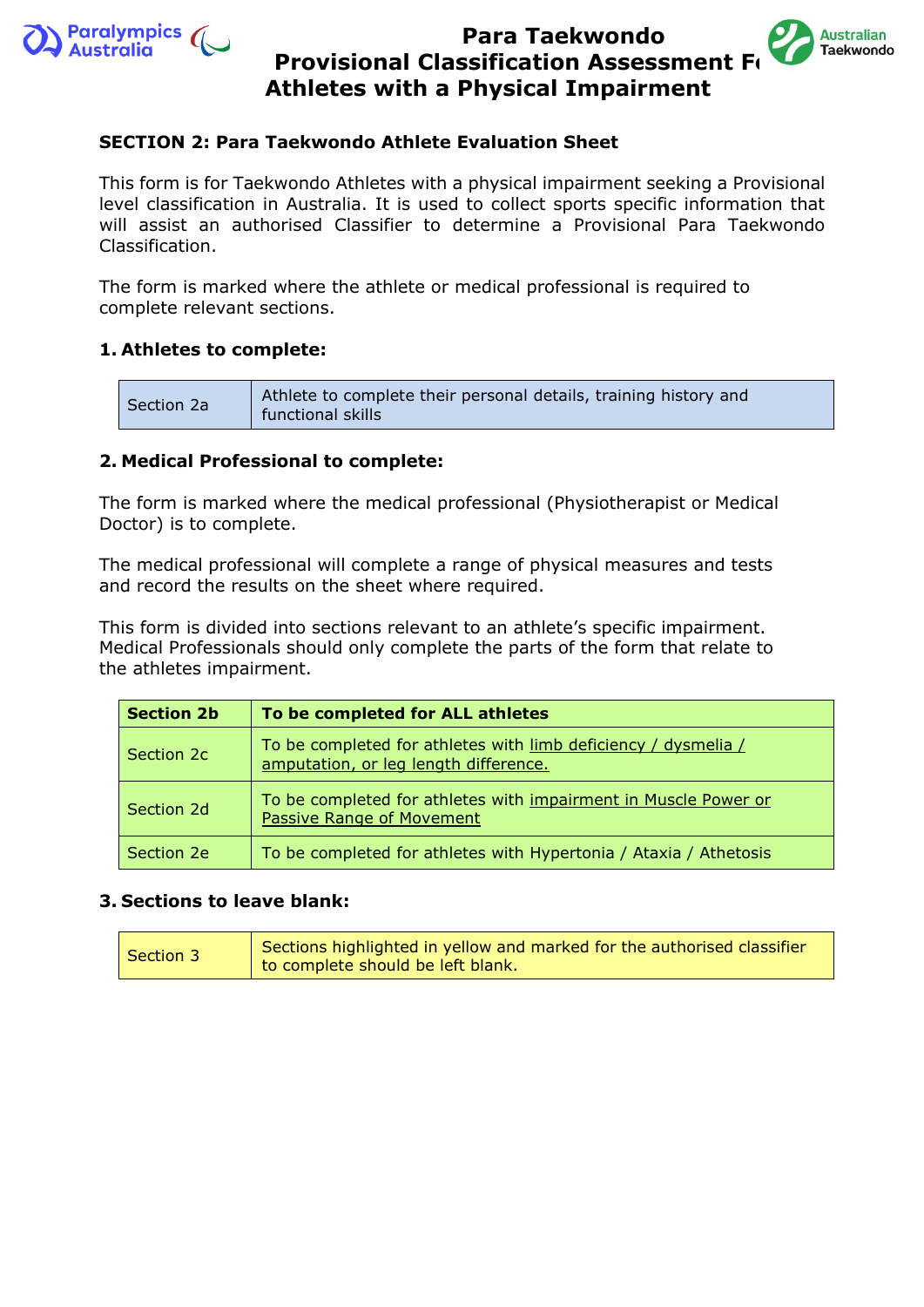# Para Taekwondo
# Provisional Classification Assessment Form
# Athletes with a Physical Impairment

## SECTION 2: Para Taekwondo Athlete Evaluation Sheet

This form is for Taekwondo Athletes with a physical impairment seeking a Provisional level classification in Australia. It is used to collect sports specific information that will assist an authorised Classifier to determine a Provisional Para Taekwondo Classification.

The form is marked where the athlete or medical professional is required to complete relevant sections.

### 1. Athletes to complete:

| Section 2a | Athlete to complete their personal details, training history and functional skills |
|---|---|

### 2. Medical Professional to complete:

The form is marked where the medical professional (Physiotherapist or Medical Doctor) is to complete.

The medical professional will complete a range of physical measures and tests and record the results on the sheet where required.

This form is divided into sections relevant to an athlete's specific impairment. Medical Professionals should only complete the parts of the form that relate to the athletes impairment.

| **Section 2b** | **To be completed for ALL athletes** |
|---|---|
| Section 2c | To be completed for athletes with limb deficiency / dysmelia / amputation, or leg length difference. |
| Section 2d | To be completed for athletes with impairment in Muscle Power or Passive Range of Movement |
| Section 2e | To be completed for athletes with Hypertonia / Ataxia / Athetosis |

### 3. Sections to leave blank:

| Section 3 | Sections highlighted in yellow and marked for the authorised classifier to complete should be left blank. |
|---|---|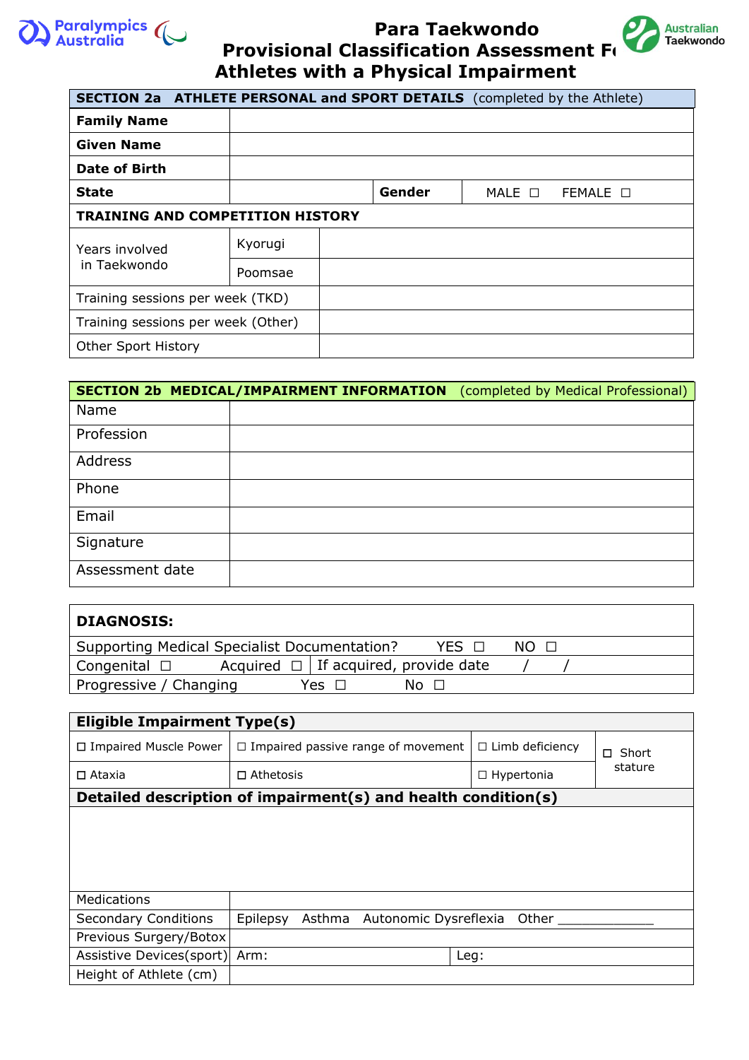# Para Taekwondo Provisional Classification Assessment Fo Athletes with a Physical Impairment

| SECTION 2a ATHLETE PERSONAL and SPORT DETAILS (completed by the Athlete) | | | |
|---|---|---|---|
| **Family Name** | | | |
| **Given Name** | | | |
| **Date of Birth** | | | |
| **State** | | **Gender** | MALE ☐ FEMALE ☐ |

| TRAINING AND COMPETITION HISTORY | | |
|---|---|---|
| Years involved in Taekwondo | Kyorugi | |
| | Poomsae | |
| Training sessions per week (TKD) | | |
| Training sessions per week (Other) | | |
| Other Sport History | | |

| SECTION 2b MEDICAL/IMPAIRMENT INFORMATION (completed by Medical Professional) | |
|---|---|
| Name | |
| Profession | |
| Address | |
| Phone | |
| Email | |
| Signature | |
| Assessment date | |

**DIAGNOSIS:**

Supporting Medical Specialist Documentation? YES ☐ NO ☐

Congenital ☐ Acquired ☐ | If acquired, provide date / /

Progressive / Changing Yes ☐ No ☐

| Eligible Impairment Type(s) | | | |
|---|---|---|---|
| ☐ Impaired Muscle Power | ☐ Impaired passive range of movement | ☐ Limb deficiency | ☐ Short stature |
| ☐ Ataxia | ☐ Athetosis | ☐ Hypertonia | |

| Detailed description of impairment(s) and health condition(s) | | |
|---|---|---|
| | | |
| Medications | | |
| Secondary Conditions | Epilepsy Asthma Autonomic Dysreflexia Other _____________ | |
| Previous Surgery/Botox | | |
| Assistive Devices(sport) | Arm: | Leg: |
| Height of Athlete (cm) | | |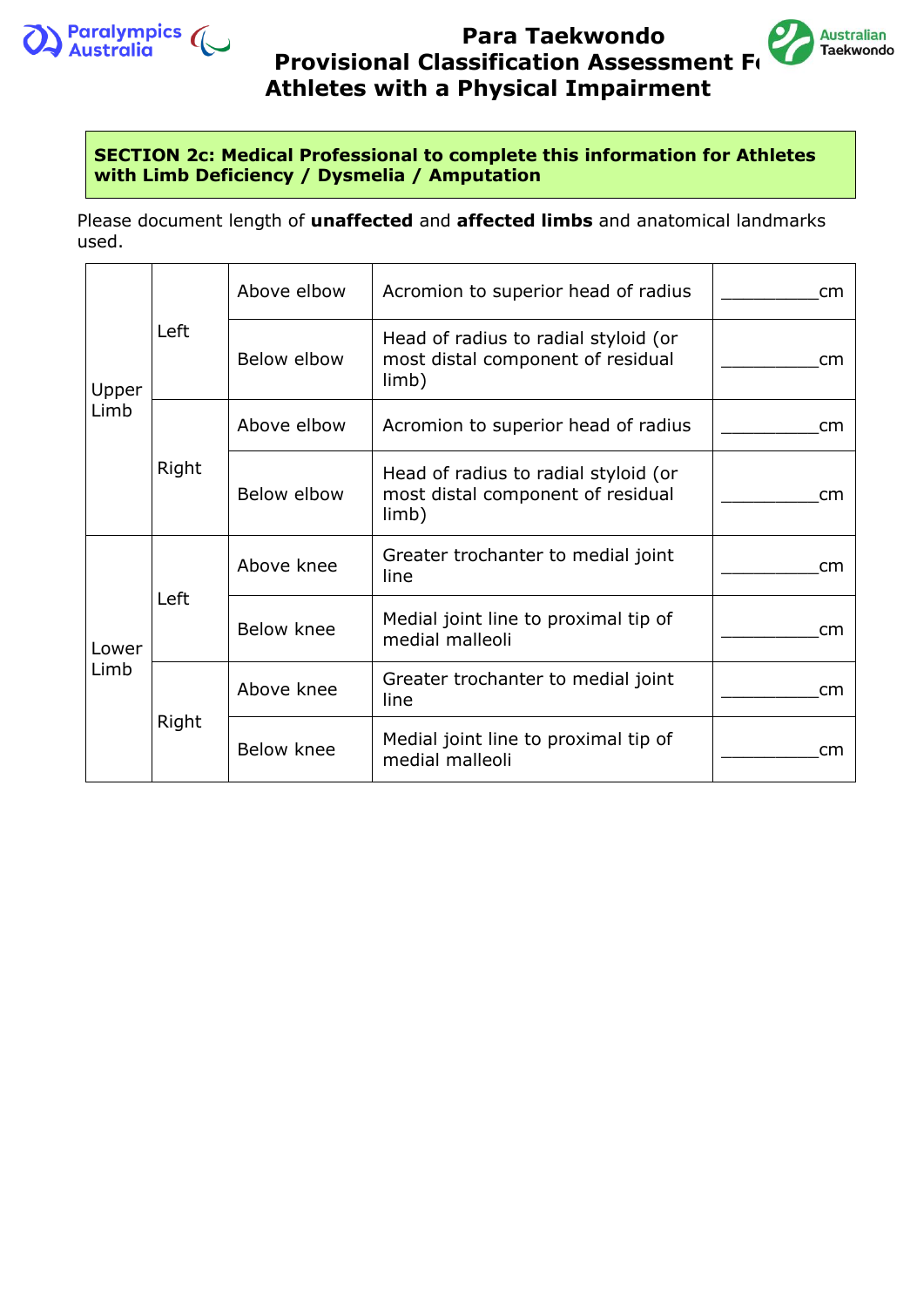**SECTION 2c: Medical Professional to complete this information for Athletes with Limb Deficiency / Dysmelia / Amputation**

Please document length of **unaffected** and **affected limbs** and anatomical landmarks used.

| | | | | |
|---|---|---|---|---|
| Upper Limb | Left | Above elbow | Acromion to superior head of radius | __________cm |
| | | Below elbow | Head of radius to radial styloid (or most distal component of residual limb) | __________cm |
| | Right | Above elbow | Acromion to superior head of radius | __________cm |
| | | Below elbow | Head of radius to radial styloid (or most distal component of residual limb) | __________cm |
| Lower Limb | Left | Above knee | Greater trochanter to medial joint line | __________cm |
| | | Below knee | Medial joint line to proximal tip of medial malleoli | __________cm |
| | Right | Above knee | Greater trochanter to medial joint line | __________cm |
| | | Below knee | Medial joint line to proximal tip of medial malleoli | __________cm |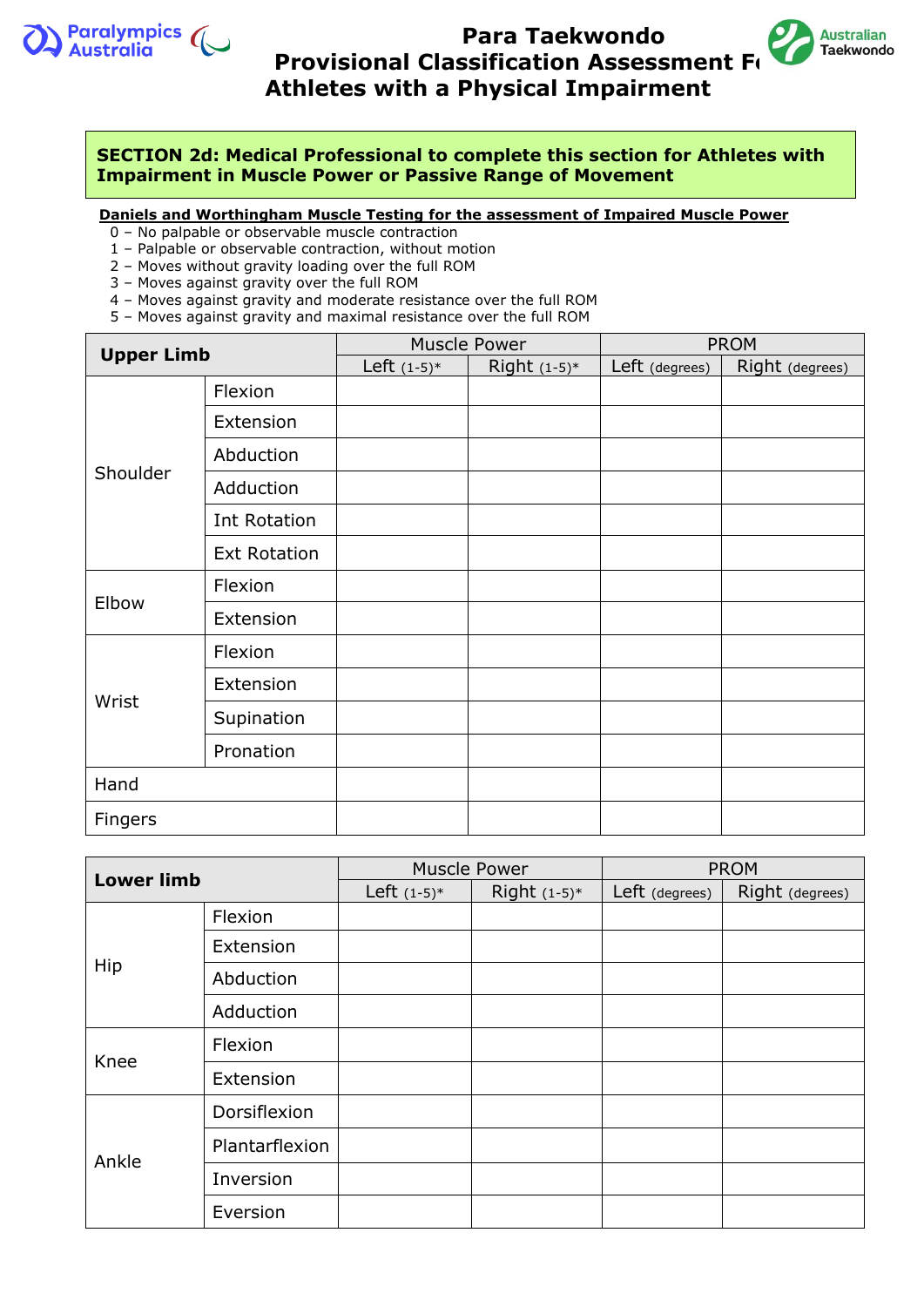# Para Taekwondo
# Provisional Classification Assessment Fo
# Athletes with a Physical Impairment

**SECTION 2d: Medical Professional to complete this section for Athletes with Impairment in Muscle Power or Passive Range of Movement**

**Daniels and Worthingham Muscle Testing for the assessment of Impaired Muscle Power**

0 – No palpable or observable muscle contraction
1 – Palpable or observable contraction, without motion
2 – Moves without gravity loading over the full ROM
3 – Moves against gravity over the full ROM
4 – Moves against gravity and moderate resistance over the full ROM
5 – Moves against gravity and maximal resistance over the full ROM

| **Upper Limb** | | Muscle Power | | PROM | |
|---|---|---|---|---|---|
| | | Left (1-5)* | Right (1-5)* | Left (degrees) | Right (degrees) |
| Shoulder | Flexion | | | | |
| | Extension | | | | |
| | Abduction | | | | |
| | Adduction | | | | |
| | Int Rotation | | | | |
| | Ext Rotation | | | | |
| Elbow | Flexion | | | | |
| | Extension | | | | |
| Wrist | Flexion | | | | |
| | Extension | | | | |
| | Supination | | | | |
| | Pronation | | | | |
| Hand | | | | | |
| Fingers | | | | | |

| **Lower limb** | | Muscle Power | | PROM | |
|---|---|---|---|---|---|
| | | Left (1-5)* | Right (1-5)* | Left (degrees) | Right (degrees) |
| Hip | Flexion | | | | |
| | Extension | | | | |
| | Abduction | | | | |
| | Adduction | | | | |
| Knee | Flexion | | | | |
| | Extension | | | | |
| Ankle | Dorsiflexion | | | | |
| | Plantarflexion | | | | |
| | Inversion | | | | |
| | Eversion | | | | |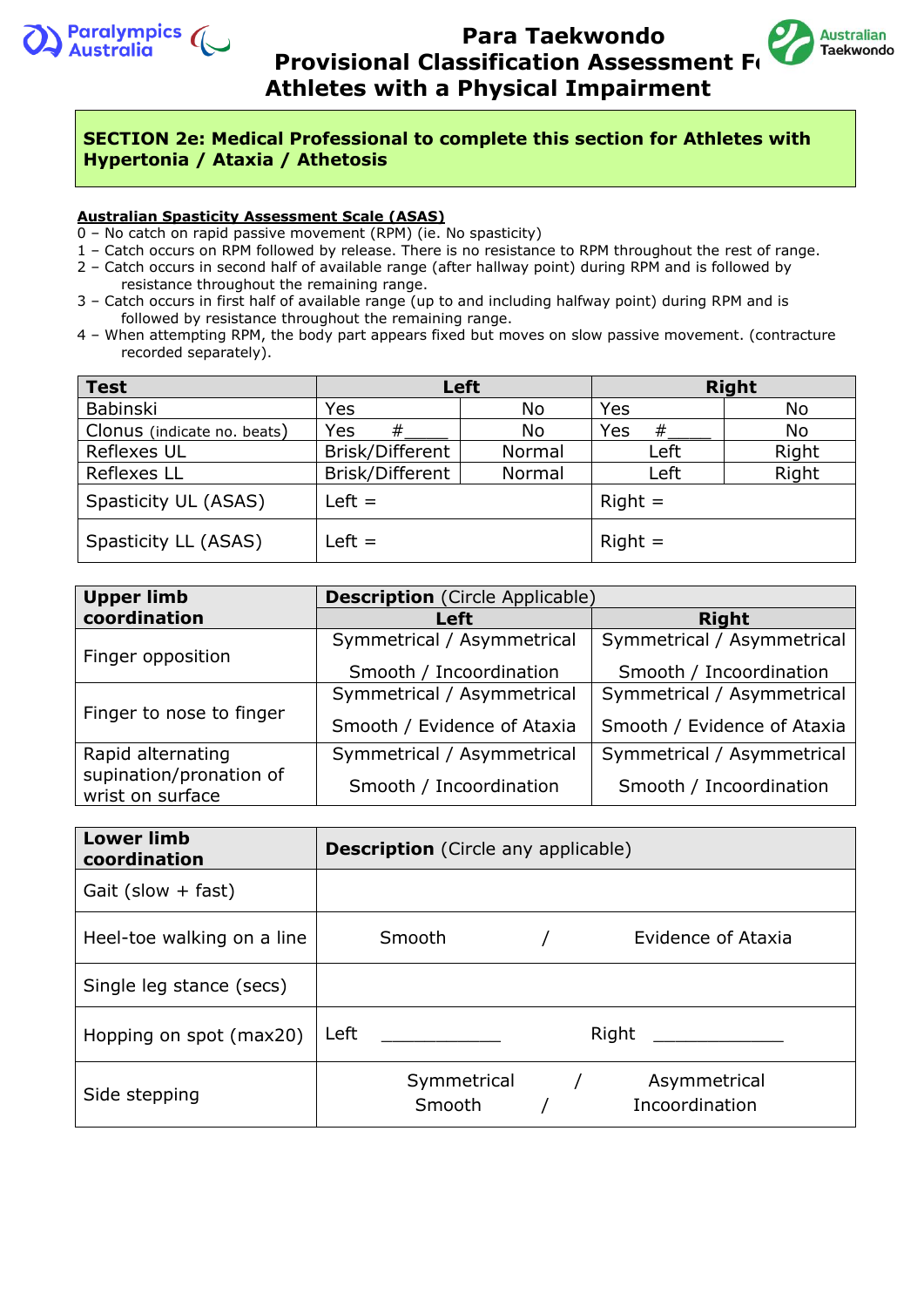# Para Taekwondo Provisional Classification Assessment Form Athletes with a Physical Impairment

**SECTION 2e: Medical Professional to complete this section for Athletes with Hypertonia / Ataxia / Athetosis**

**Australian Spasticity Assessment Scale (ASAS)**

0 – No catch on rapid passive movement (RPM) (ie. No spasticity)
1 – Catch occurs on RPM followed by release. There is no resistance to RPM throughout the rest of range.
2 – Catch occurs in second half of available range (after hallway point) during RPM and is followed by resistance throughout the remaining range.
3 – Catch occurs in first half of available range (up to and including halfway point) during RPM and is followed by resistance throughout the remaining range.
4 – When attempting RPM, the body part appears fixed but moves on slow passive movement. (contracture recorded separately).

| Test | Left | | Right | |
|---|---|---|---|---|
| Babinski | Yes | No | Yes | No |
| Clonus (indicate no. beats) | Yes #_____ | No | Yes #_____ | No |
| Reflexes UL | Brisk/Different | Normal | Left | Right |
| Reflexes LL | Brisk/Different | Normal | Left | Right |
| Spasticity UL (ASAS) | Left = | | Right = | |
| Spasticity LL (ASAS) | Left = | | Right = | |

| Upper limb coordination | Description (Circle Applicable) | |
|---|---|---|
| | **Left** | **Right** |
| Finger opposition | Symmetrical / Asymmetrical<br>Smooth / Incoordination | Symmetrical / Asymmetrical<br>Smooth / Incoordination |
| Finger to nose to finger | Symmetrical / Asymmetrical<br>Smooth / Evidence of Ataxia | Symmetrical / Asymmetrical<br>Smooth / Evidence of Ataxia |
| Rapid alternating supination/pronation of wrist on surface | Symmetrical / Asymmetrical<br>Smooth / Incoordination | Symmetrical / Asymmetrical<br>Smooth / Incoordination |

| Lower limb coordination | Description (Circle any applicable) |
|---|---|
| Gait (slow + fast) | |
| Heel-toe walking on a line | Smooth / Evidence of Ataxia |
| Single leg stance (secs) | |
| Hopping on spot (max20) | Left ___________ Right ____________ |
| Side stepping | Symmetrical / Asymmetrical<br>Smooth / Incoordination |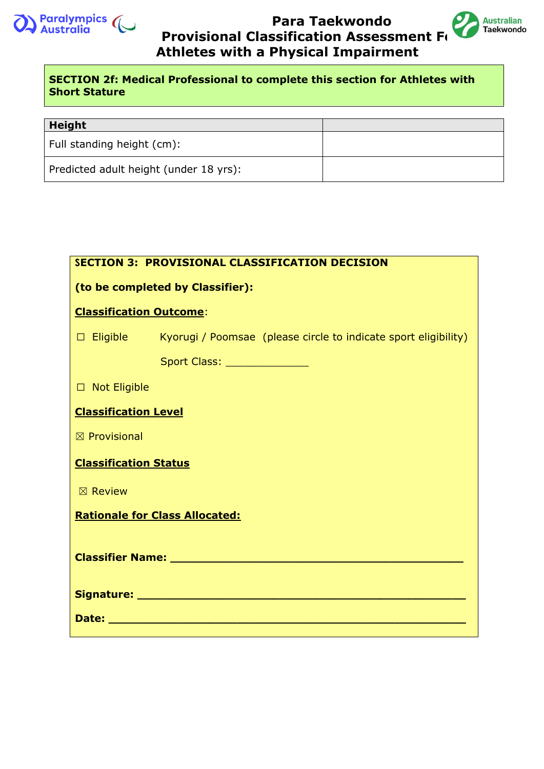**SECTION 2f: Medical Professional to complete this section for Athletes with Short Stature**

| Height | |
|---|---|
| Full standing height (cm): | |
| Predicted adult height (under 18 yrs): | |

**SECTION 3: PROVISIONAL CLASSIFICATION DECISION**

**(to be completed by Classifier):**

**Classification Outcome**:

☐ Eligible        Kyorugi / Poomsae  (please circle to indicate sport eligibility)

Sport Class: _____________

☐ Not Eligible

**Classification Level**

☒ Provisional

**Classification Status**

☒ Review

**Rationale for Class Allocated:**

**Classifier Name: ______________________________________________**

**Signature: ___________________________________________________**

**Date: _______________________________________________________**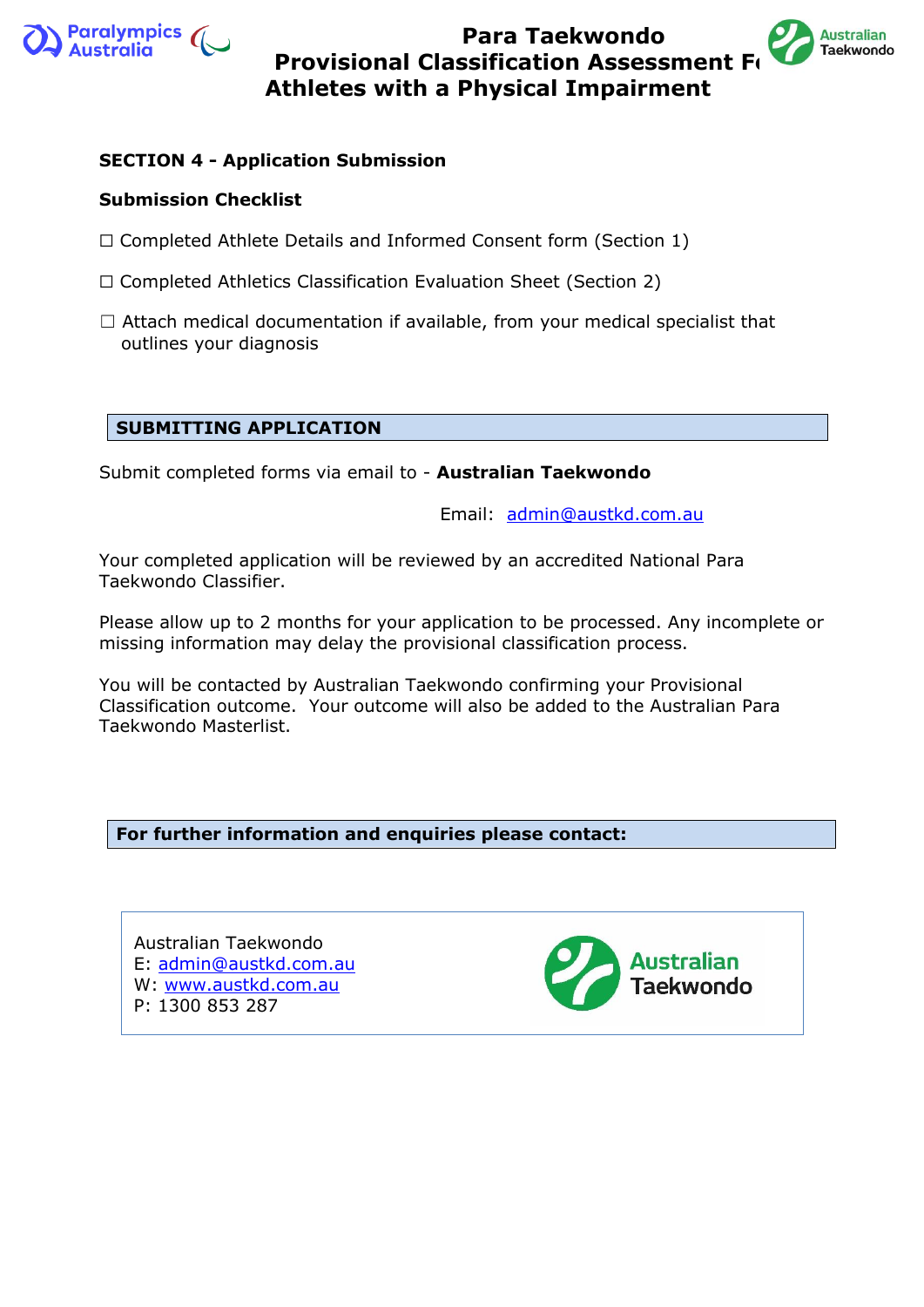## SECTION 4 - Application Submission

**Submission Checklist**

☐ Completed Athlete Details and Informed Consent form (Section 1)

☐ Completed Athletics Classification Evaluation Sheet (Section 2)

☐ Attach medical documentation if available, from your medical specialist that outlines your diagnosis

**SUBMITTING APPLICATION**

Submit completed forms via email to - **Australian Taekwondo**

Email: admin@austkd.com.au

Your completed application will be reviewed by an accredited National Para Taekwondo Classifier.

Please allow up to 2 months for your application to be processed. Any incomplete or missing information may delay the provisional classification process.

You will be contacted by Australian Taekwondo confirming your Provisional Classification outcome. Your outcome will also be added to the Australian Para Taekwondo Masterlist.

**For further information and enquiries please contact:**

Australian Taekwondo
E: admin@austkd.com.au
W: www.austkd.com.au
P: 1300 853 287